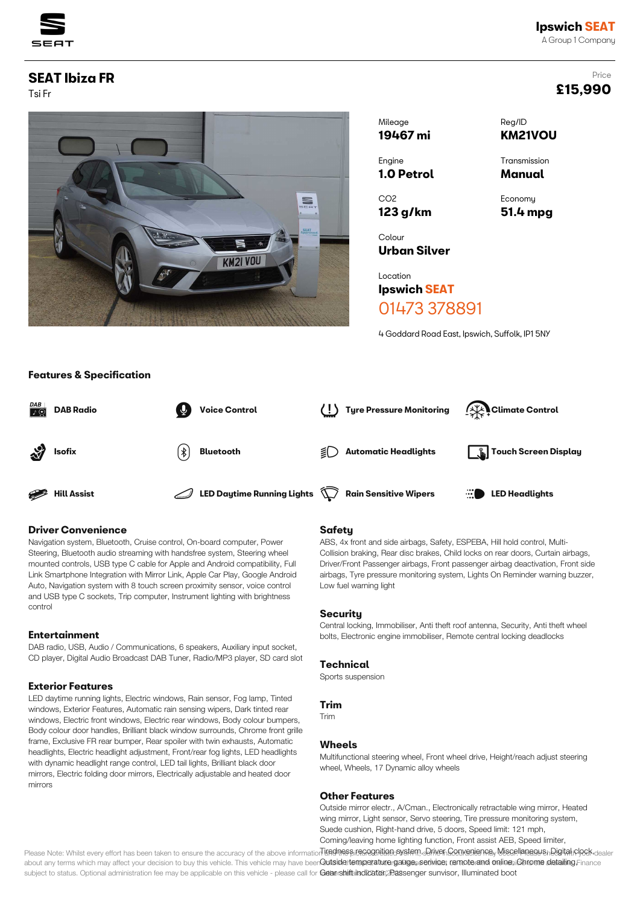# SEAT Ibiza FR

Tsi Fr

Price

**£15,990**

**Ipswich SEAT**

A Group 1 Company

| Mileage | Reg/ID |
|---|---|
| **19467 mi** | **KM21VOU** |
| Engine | Transmission |
| **1.0 Petrol** | **Manual** |
| CO2 | Economy |
| **123 g/km** | **51.4 mpg** |
| Colour | |
| **Urban Silver** | |

Location

**Ipswich SEAT**

01473 378891

4 Goddard Road East, Ipswich, Suffolk, IP1 5NY

## Features & Specification

- DAB Radio
- Voice Control
- Tyre Pressure Monitoring
- Climate Control
- Isofix
- Bluetooth
- Automatic Headlights
- Touch Screen Display
- Hill Assist
- LED Daytime Running Lights
- Rain Sensitive Wipers
- LED Headlights

### Driver Convenience

Navigation system, Bluetooth, Cruise control, On-board computer, Power Steering, Bluetooth audio streaming with handsfree system, Steering wheel mounted controls, USB type C cable for Apple and Android compatibility, Full Link Smartphone Integration with Mirror Link, Apple Car Play, Google Android Auto, Navigation system with 8 touch screen proximity sensor, voice control and USB type C sockets, Trip computer, Instrument lighting with brightness control

### Entertainment

DAB radio, USB, Audio / Communications, 6 speakers, Auxiliary input socket, CD player, Digital Audio Broadcast DAB Tuner, Radio/MP3 player, SD card slot

### Exterior Features

LED daytime running lights, Electric windows, Rain sensor, Fog lamp, Tinted windows, Exterior Features, Automatic rain sensing wipers, Dark tinted rear windows, Electric front windows, Electric rear windows, Body colour bumpers, Body colour door handles, Brilliant black window surrounds, Chrome front grille frame, Exclusive FR rear bumper, Rear spoiler with twin exhausts, Automatic headlights, Electric headlight adjustment, Front/rear fog lights, LED headlights with dynamic headlight range control, LED tail lights, Brilliant black door mirrors, Electric folding door mirrors, Electrically adjustable and heated door mirrors

### Safety

ABS, 4x front and side airbags, Safety, ESPEBA, Hill hold control, Multi-Collision braking, Rear disc brakes, Child locks on rear doors, Curtain airbags, Driver/Front Passenger airbags, Front passenger airbag deactivation, Front side airbags, Tyre pressure monitoring system, Lights On Reminder warning buzzer, Low fuel warning light

### Security

Central locking, Immobiliser, Anti theft roof antenna, Security, Anti theft wheel bolts, Electronic engine immobiliser, Remote central locking deadlocks

### Technical

Sports suspension

### Trim

Trim

### Wheels

Multifunctional steering wheel, Front wheel drive, Height/reach adjust steering wheel, Wheels, 17 Dynamic alloy wheels

### Other Features

Outside mirror electr., A/Cman., Electronically retractable wing mirror, Heated wing mirror, Light sensor, Servo steering, Tire pressure monitoring system, Suede cushion, Right-hand drive, 5 doors, Speed limit: 121 mph, Coming/leaving home lighting function, Front assist AEB, Speed limiter, Tiredness recognition system, Driver Convenience, Miscellaneous, Digital clock, Outside temperature gauge, service, remote and online, Chrome detailing, Gear shift indicator, Passenger sunvisor, Illuminated boot

Please Note: Whilst every effort has been taken to ensure the accuracy of the above information ... dealer about any terms which may affect your decision to buy this vehicle. This vehicle may have been ... Finance subject to status. Optional administration fee may be applicable on this vehicle - please call for ...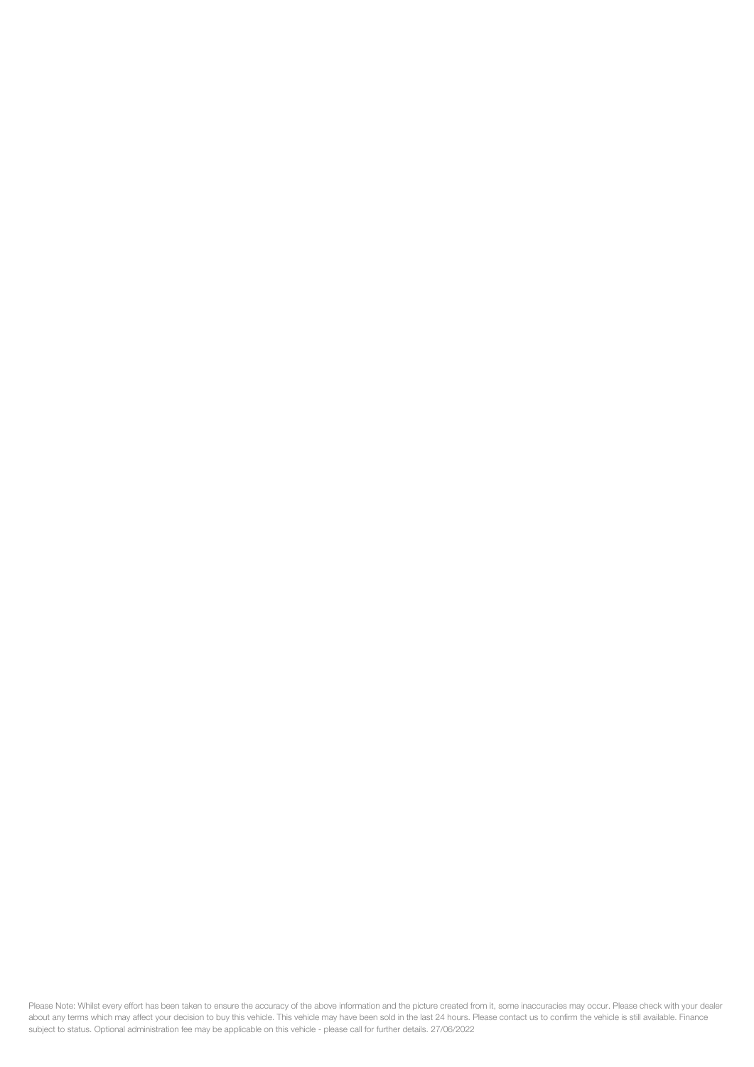Please Note: Whilst every effort has been taken to ensure the accuracy of the above information and the picture created from it, some inaccuracies may occur. Please check with your dealer about any terms which may affect your decision to buy this vehicle. This vehicle may have been sold in the last 24 hours. Please contact us to confirm the vehicle is still available. Finance subject to status. Optional administration fee may be applicable on this vehicle - please call for further details. 27/06/2022